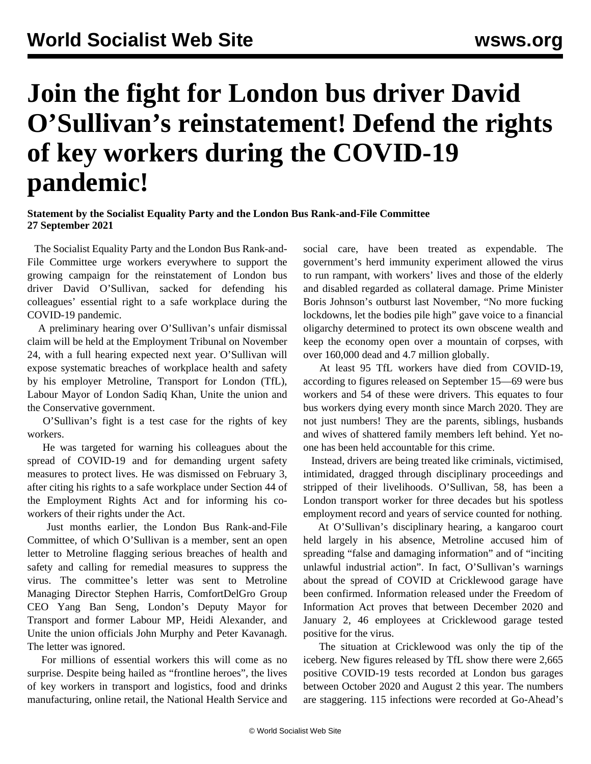# Join the fight for London bus driver David O'Sullivan's reinstatement! Defend the rights of key workers during the COVID-19 pandemic!

**Statement by the Socialist Equality Party and the London Bus Rank-and-File Committee**
**27 September 2021**

The Socialist Equality Party and the London Bus Rank-and-File Committee urge workers everywhere to support the growing campaign for the reinstatement of London bus driver David O'Sullivan, sacked for defending his colleagues' essential right to a safe workplace during the COVID-19 pandemic.

A preliminary hearing over O'Sullivan's unfair dismissal claim will be held at the Employment Tribunal on November 24, with a full hearing expected next year. O'Sullivan will expose systematic breaches of workplace health and safety by his employer Metroline, Transport for London (TfL), Labour Mayor of London Sadiq Khan, Unite the union and the Conservative government.

O'Sullivan's fight is a test case for the rights of key workers.

He was targeted for warning his colleagues about the spread of COVID-19 and for demanding urgent safety measures to protect lives. He was dismissed on February 3, after citing his rights to a safe workplace under Section 44 of the Employment Rights Act and for informing his co-workers of their rights under the Act.

Just months earlier, the London Bus Rank-and-File Committee, of which O'Sullivan is a member, sent an open letter to Metroline flagging serious breaches of health and safety and calling for remedial measures to suppress the virus. The committee's letter was sent to Metroline Managing Director Stephen Harris, ComfortDelGro Group CEO Yang Ban Seng, London's Deputy Mayor for Transport and former Labour MP, Heidi Alexander, and Unite the union officials John Murphy and Peter Kavanagh. The letter was ignored.

For millions of essential workers this will come as no surprise. Despite being hailed as "frontline heroes", the lives of key workers in transport and logistics, food and drinks manufacturing, online retail, the National Health Service and social care, have been treated as expendable. The government's herd immunity experiment allowed the virus to run rampant, with workers' lives and those of the elderly and disabled regarded as collateral damage. Prime Minister Boris Johnson's outburst last November, "No more fucking lockdowns, let the bodies pile high" gave voice to a financial oligarchy determined to protect its own obscene wealth and keep the economy open over a mountain of corpses, with over 160,000 dead and 4.7 million globally.

At least 95 TfL workers have died from COVID-19, according to figures released on September 15—69 were bus workers and 54 of these were drivers. This equates to four bus workers dying every month since March 2020. They are not just numbers! They are the parents, siblings, husbands and wives of shattered family members left behind. Yet no-one has been held accountable for this crime.

Instead, drivers are being treated like criminals, victimised, intimidated, dragged through disciplinary proceedings and stripped of their livelihoods. O'Sullivan, 58, has been a London transport worker for three decades but his spotless employment record and years of service counted for nothing.

At O'Sullivan's disciplinary hearing, a kangaroo court held largely in his absence, Metroline accused him of spreading "false and damaging information" and of "inciting unlawful industrial action". In fact, O'Sullivan's warnings about the spread of COVID at Cricklewood garage have been confirmed. Information released under the Freedom of Information Act proves that between December 2020 and January 2, 46 employees at Cricklewood garage tested positive for the virus.

The situation at Cricklewood was only the tip of the iceberg. New figures released by TfL show there were 2,665 positive COVID-19 tests recorded at London bus garages between October 2020 and August 2 this year. The numbers are staggering. 115 infections were recorded at Go-Ahead's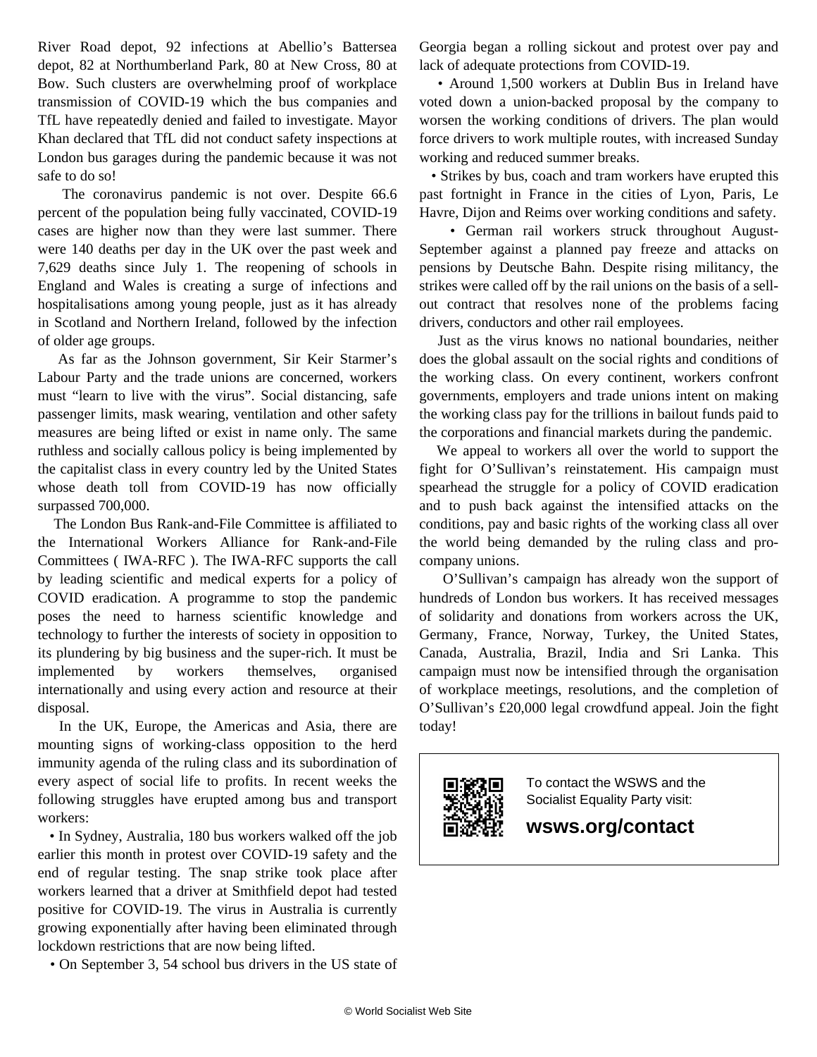River Road depot, 92 infections at Abellio's Battersea depot, 82 at Northumberland Park, 80 at New Cross, 80 at Bow. Such clusters are overwhelming proof of workplace transmission of COVID-19 which the bus companies and TfL have repeatedly denied and failed to investigate. Mayor Khan declared that TfL did not conduct safety inspections at London bus garages during the pandemic because it was not safe to do so!

The coronavirus pandemic is not over. Despite 66.6 percent of the population being fully vaccinated, COVID-19 cases are higher now than they were last summer. There were 140 deaths per day in the UK over the past week and 7,629 deaths since July 1. The reopening of schools in England and Wales is creating a surge of infections and hospitalisations among young people, just as it has already in Scotland and Northern Ireland, followed by the infection of older age groups.

As far as the Johnson government, Sir Keir Starmer's Labour Party and the trade unions are concerned, workers must "learn to live with the virus". Social distancing, safe passenger limits, mask wearing, ventilation and other safety measures are being lifted or exist in name only. The same ruthless and socially callous policy is being implemented by the capitalist class in every country led by the United States whose death toll from COVID-19 has now officially surpassed 700,000.

The London Bus Rank-and-File Committee is affiliated to the International Workers Alliance for Rank-and-File Committees ( IWA-RFC ). The IWA-RFC supports the call by leading scientific and medical experts for a policy of COVID eradication. A programme to stop the pandemic poses the need to harness scientific knowledge and technology to further the interests of society in opposition to its plundering by big business and the super-rich. It must be implemented by workers themselves, organised internationally and using every action and resource at their disposal.

In the UK, Europe, the Americas and Asia, there are mounting signs of working-class opposition to the herd immunity agenda of the ruling class and its subordination of every aspect of social life to profits. In recent weeks the following struggles have erupted among bus and transport workers:

- In Sydney, Australia, 180 bus workers walked off the job earlier this month in protest over COVID-19 safety and the end of regular testing. The snap strike took place after workers learned that a driver at Smithfield depot had tested positive for COVID-19. The virus in Australia is currently growing exponentially after having been eliminated through lockdown restrictions that are now being lifted.
- On September 3, 54 school bus drivers in the US state of Georgia began a rolling sickout and protest over pay and lack of adequate protections from COVID-19.
- Around 1,500 workers at Dublin Bus in Ireland have voted down a union-backed proposal by the company to worsen the working conditions of drivers. The plan would force drivers to work multiple routes, with increased Sunday working and reduced summer breaks.
- Strikes by bus, coach and tram workers have erupted this past fortnight in France in the cities of Lyon, Paris, Le Havre, Dijon and Reims over working conditions and safety.
- German rail workers struck throughout August-September against a planned pay freeze and attacks on pensions by Deutsche Bahn. Despite rising militancy, the strikes were called off by the rail unions on the basis of a sell-out contract that resolves none of the problems facing drivers, conductors and other rail employees.

Just as the virus knows no national boundaries, neither does the global assault on the social rights and conditions of the working class. On every continent, workers confront governments, employers and trade unions intent on making the working class pay for the trillions in bailout funds paid to the corporations and financial markets during the pandemic.

We appeal to workers all over the world to support the fight for O'Sullivan's reinstatement. His campaign must spearhead the struggle for a policy of COVID eradication and to push back against the intensified attacks on the conditions, pay and basic rights of the working class all over the world being demanded by the ruling class and pro-company unions.

O'Sullivan's campaign has already won the support of hundreds of London bus workers. It has received messages of solidarity and donations from workers across the UK, Germany, France, Norway, Turkey, the United States, Canada, Australia, Brazil, India and Sri Lanka. This campaign must now be intensified through the organisation of workplace meetings, resolutions, and the completion of O'Sullivan's £20,000 legal crowdfund appeal. Join the fight today!

To contact the WSWS and the Socialist Equality Party visit:

**wsws.org/contact**